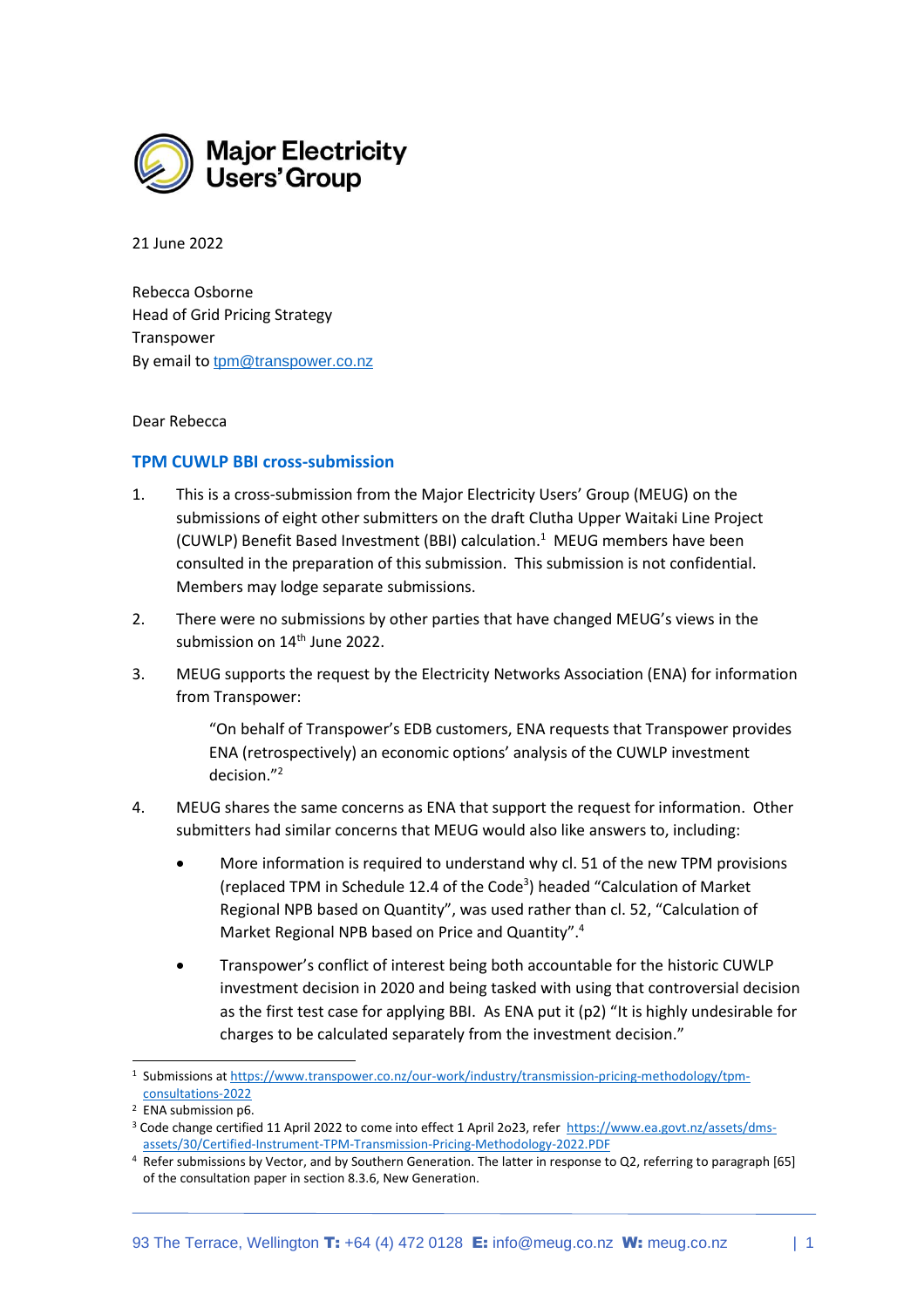Major Electricity Users' Group

21 June 2022

Rebecca Osborne
Head of Grid Pricing Strategy
Transpower
By email to tpm@transpower.co.nz

Dear Rebecca

## TPM CUWLP BBI cross-submission

1. This is a cross-submission from the Major Electricity Users' Group (MEUG) on the submissions of eight other submitters on the draft Clutha Upper Waitaki Line Project (CUWLP) Benefit Based Investment (BBI) calculation.[1] MEUG members have been consulted in the preparation of this submission. This submission is not confidential. Members may lodge separate submissions.

2. There were no submissions by other parties that have changed MEUG's views in the submission on 14th June 2022.

3. MEUG supports the request by the Electricity Networks Association (ENA) for information from Transpower:

   > "On behalf of Transpower's EDB customers, ENA requests that Transpower provides ENA (retrospectively) an economic options' analysis of the CUWLP investment decision."[2]

4. MEUG shares the same concerns as ENA that support the request for information. Other submitters had similar concerns that MEUG would also like answers to, including:

   - More information is required to understand why cl. 51 of the new TPM provisions (replaced TPM in Schedule 12.4 of the Code[3]) headed "Calculation of Market Regional NPB based on Quantity", was used rather than cl. 52, "Calculation of Market Regional NPB based on Price and Quantity".[4]

   - Transpower's conflict of interest being both accountable for the historic CUWLP investment decision in 2020 and being tasked with using that controversial decision as the first test case for applying BBI. As ENA put it (p2) "It is highly undesirable for charges to be calculated separately from the investment decision."

---

[1] Submissions at https://www.transpower.co.nz/our-work/industry/transmission-pricing-methodology/tpm-consultations-2022

[2] ENA submission p6.

[3] Code change certified 11 April 2022 to come into effect 1 April 2o23, refer https://www.ea.govt.nz/assets/dms-assets/30/Certified-Instrument-TPM-Transmission-Pricing-Methodology-2022.PDF

[4] Refer submissions by Vector, and by Southern Generation. The latter in response to Q2, referring to paragraph [65] of the consultation paper in section 8.3.6, New Generation.

93 The Terrace, Wellington **T:** +64 (4) 472 0128 **E:** info@meug.co.nz **W:** meug.co.nz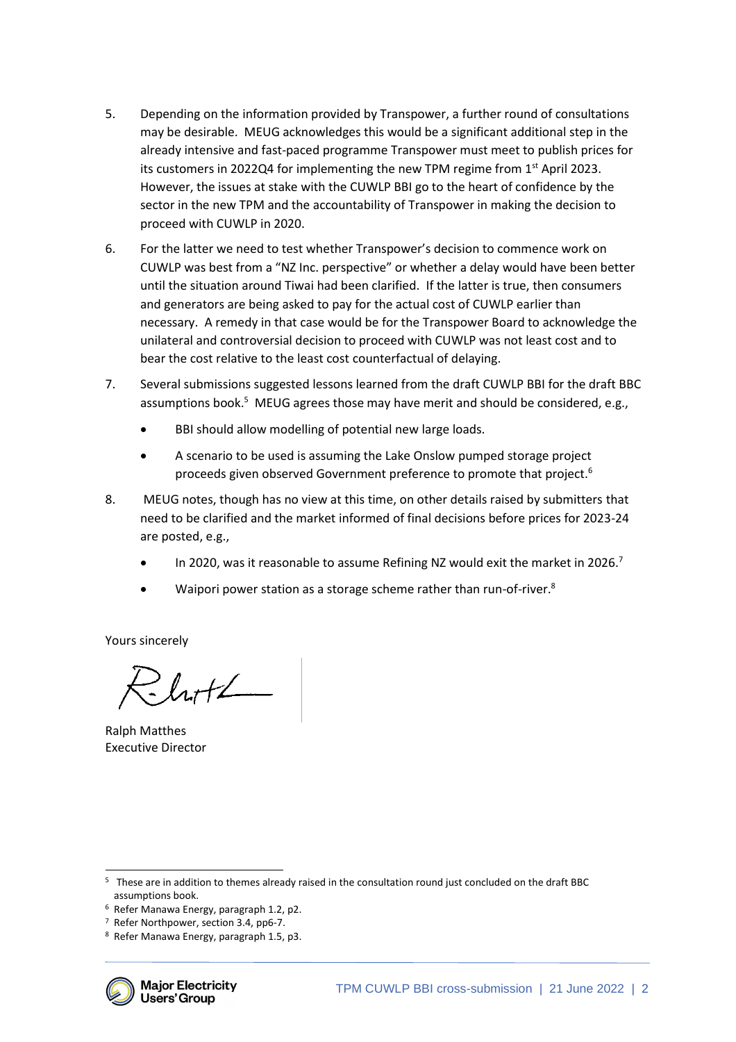5. Depending on the information provided by Transpower, a further round of consultations may be desirable. MEUG acknowledges this would be a significant additional step in the already intensive and fast-paced programme Transpower must meet to publish prices for its customers in 2022Q4 for implementing the new TPM regime from 1st April 2023. However, the issues at stake with the CUWLP BBI go to the heart of confidence by the sector in the new TPM and the accountability of Transpower in making the decision to proceed with CUWLP in 2020.

6. For the latter we need to test whether Transpower's decision to commence work on CUWLP was best from a "NZ Inc. perspective" or whether a delay would have been better until the situation around Tiwai had been clarified. If the latter is true, then consumers and generators are being asked to pay for the actual cost of CUWLP earlier than necessary. A remedy in that case would be for the Transpower Board to acknowledge the unilateral and controversial decision to proceed with CUWLP was not least cost and to bear the cost relative to the least cost counterfactual of delaying.

7. Several submissions suggested lessons learned from the draft CUWLP BBI for the draft BBC assumptions book.[5] MEUG agrees those may have merit and should be considered, e.g.,

   - BBI should allow modelling of potential new large loads.
   - A scenario to be used is assuming the Lake Onslow pumped storage project proceeds given observed Government preference to promote that project.[6]

8. MEUG notes, though has no view at this time, on other details raised by submitters that need to be clarified and the market informed of final decisions before prices for 2023-24 are posted, e.g.,

   - In 2020, was it reasonable to assume Refining NZ would exit the market in 2026.[7]
   - Waipori power station as a storage scheme rather than run-of-river.[8]

Yours sincerely

Ralph Matthes
Executive Director

---

[5] These are in addition to themes already raised in the consultation round just concluded on the draft BBC assumptions book.

[6] Refer Manawa Energy, paragraph 1.2, p2.

[7] Refer Northpower, section 3.4, pp6-7.

[8] Refer Manawa Energy, paragraph 1.5, p3.